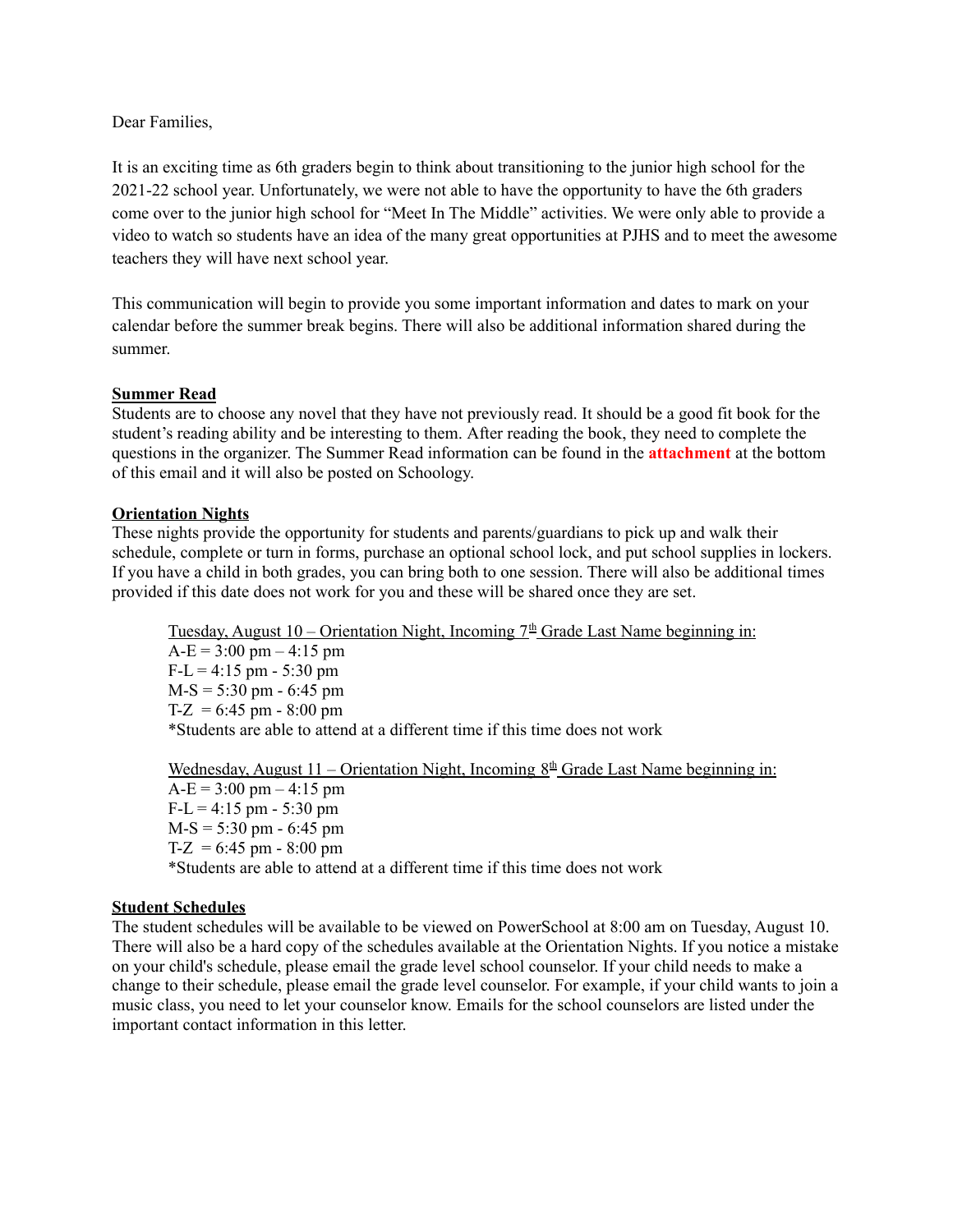Dear Families,

It is an exciting time as 6th graders begin to think about transitioning to the junior high school for the 2021-22 school year. Unfortunately, we were not able to have the opportunity to have the 6th graders come over to the junior high school for "Meet In The Middle" activities. We were only able to provide a video to watch so students have an idea of the many great opportunities at PJHS and to meet the awesome teachers they will have next school year.

This communication will begin to provide you some important information and dates to mark on your calendar before the summer break begins. There will also be additional information shared during the summer.

**Summer Read**

Students are to choose any novel that they have not previously read. It should be a good fit book for the student's reading ability and be interesting to them. After reading the book, they need to complete the questions in the organizer. The Summer Read information can be found in the **attachment** at the bottom of this email and it will also be posted on Schoology.

**Orientation Nights**

These nights provide the opportunity for students and parents/guardians to pick up and walk their schedule, complete or turn in forms, purchase an optional school lock, and put school supplies in lockers. If you have a child in both grades, you can bring both to one session. There will also be additional times provided if this date does not work for you and these will be shared once they are set.

Tuesday, August 10 – Orientation Night, Incoming 7th Grade Last Name beginning in:

A-E = 3:00 pm – 4:15 pm
F-L = 4:15 pm - 5:30 pm
M-S = 5:30 pm - 6:45 pm
T-Z = 6:45 pm - 8:00 pm
*Students are able to attend at a different time if this time does not work

Wednesday, August 11 – Orientation Night, Incoming 8th Grade Last Name beginning in:

A-E = 3:00 pm – 4:15 pm
F-L = 4:15 pm - 5:30 pm
M-S = 5:30 pm - 6:45 pm
T-Z = 6:45 pm - 8:00 pm
*Students are able to attend at a different time if this time does not work

**Student Schedules**

The student schedules will be available to be viewed on PowerSchool at 8:00 am on Tuesday, August 10. There will also be a hard copy of the schedules available at the Orientation Nights. If you notice a mistake on your child's schedule, please email the grade level school counselor. If your child needs to make a change to their schedule, please email the grade level counselor. For example, if your child wants to join a music class, you need to let your counselor know. Emails for the school counselors are listed under the important contact information in this letter.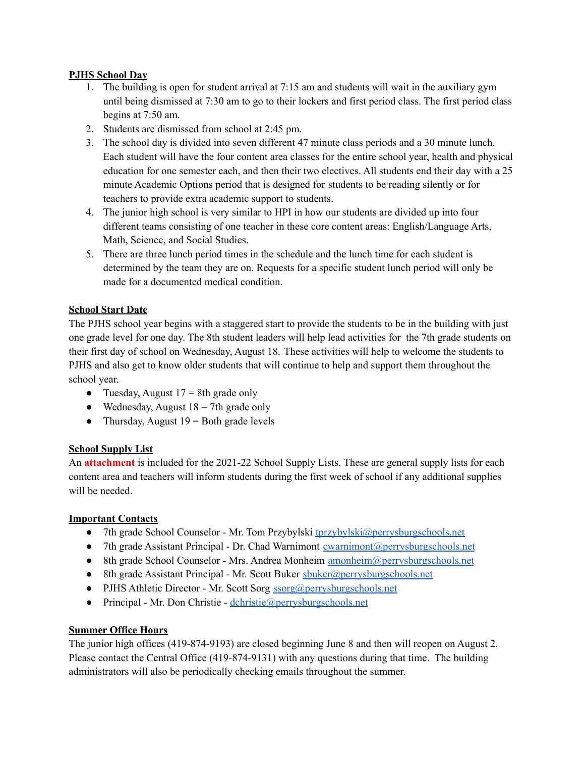**PJHS School Day**

1. The building is open for student arrival at 7:15 am and students will wait in the auxiliary gym until being dismissed at 7:30 am to go to their lockers and first period class. The first period class begins at 7:50 am.
2. Students are dismissed from school at 2:45 pm.
3. The school day is divided into seven different 47 minute class periods and a 30 minute lunch. Each student will have the four content area classes for the entire school year, health and physical education for one semester each, and then their two electives. All students end their day with a 25 minute Academic Options period that is designed for students to be reading silently or for teachers to provide extra academic support to students.
4. The junior high school is very similar to HPI in how our students are divided up into four different teams consisting of one teacher in these core content areas: English/Language Arts, Math, Science, and Social Studies.
5. There are three lunch period times in the schedule and the lunch time for each student is determined by the team they are on. Requests for a specific student lunch period will only be made for a documented medical condition.

**School Start Date**

The PJHS school year begins with a staggered start to provide the students to be in the building with just one grade level for one day. The 8th student leaders will help lead activities for the 7th grade students on their first day of school on Wednesday, August 18. These activities will help to welcome the students to PJHS and also get to know older students that will continue to help and support them throughout the school year.

- Tuesday, August 17 = 8th grade only
- Wednesday, August 18 = 7th grade only
- Thursday, August 19 = Both grade levels

**School Supply List**

An **attachment** is included for the 2021-22 School Supply Lists. These are general supply lists for each content area and teachers will inform students during the first week of school if any additional supplies will be needed.

**Important Contacts**

- 7th grade School Counselor - Mr. Tom Przybylski tprzybylski@perrysburgschools.net
- 7th grade Assistant Principal - Dr. Chad Warnimont cwarnimont@perrysburgschools.net
- 8th grade School Counselor - Mrs. Andrea Monheim amonheim@perrysburgschools.net
- 8th grade Assistant Principal - Mr. Scott Buker sbuker@perrysburgschools.net
- PJHS Athletic Director - Mr. Scott Sorg ssorg@perrysburgschools.net
- Principal - Mr. Don Christie - dchristie@perrysburgschools.net

**Summer Office Hours**

The junior high offices (419-874-9193) are closed beginning June 8 and then will reopen on August 2. Please contact the Central Office (419-874-9131) with any questions during that time. The building administrators will also be periodically checking emails throughout the summer.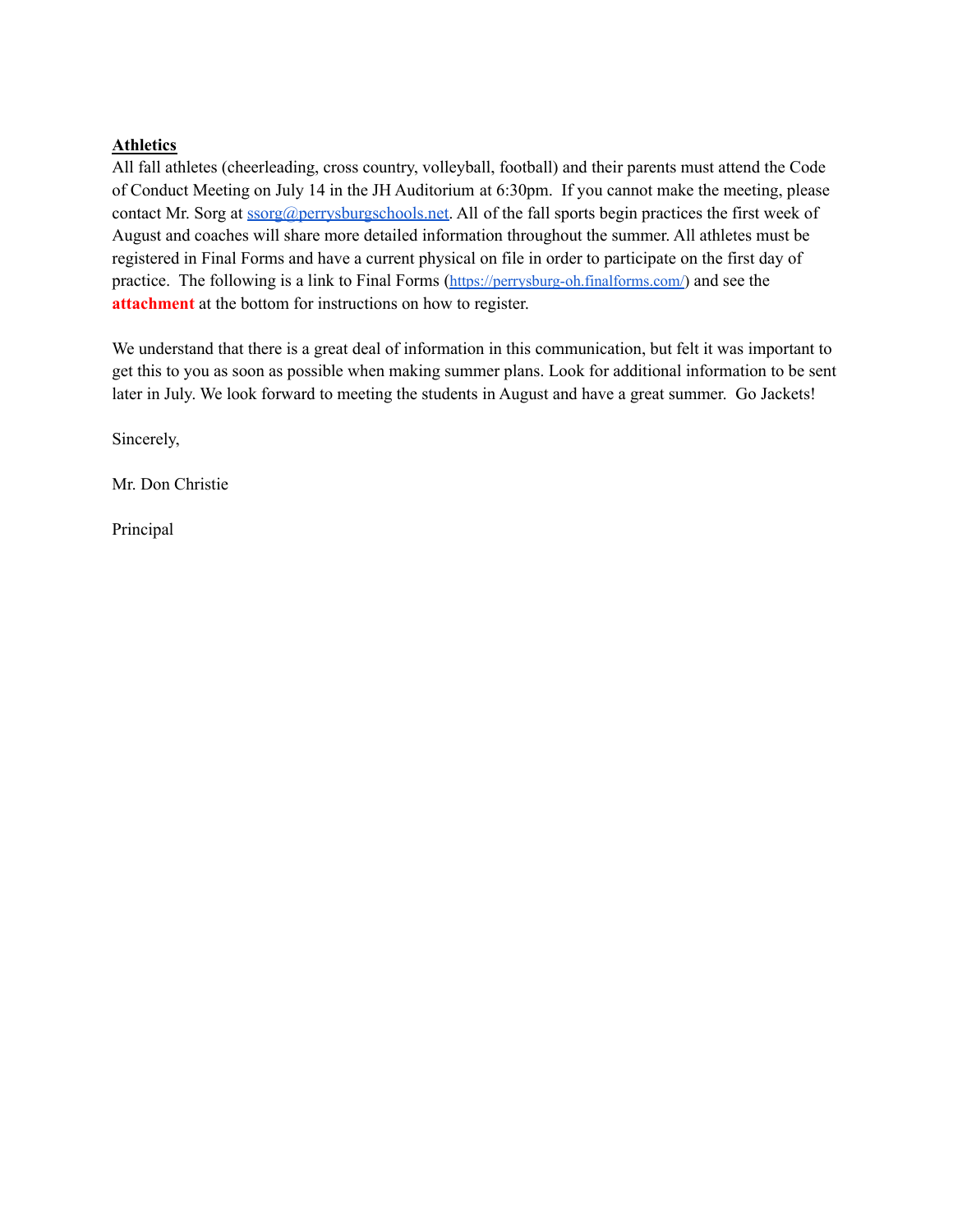**Athletics**

All fall athletes (cheerleading, cross country, volleyball, football) and their parents must attend the Code of Conduct Meeting on July 14 in the JH Auditorium at 6:30pm. If you cannot make the meeting, please contact Mr. Sorg at [ssorg@perrysburgschools.net](mailto:ssorg@perrysburgschools.net). All of the fall sports begin practices the first week of August and coaches will share more detailed information throughout the summer. All athletes must be registered in Final Forms and have a current physical on file in order to participate on the first day of practice. The following is a link to Final Forms ([https://perrysburg-oh.finalforms.com/](https://perrysburg-oh.finalforms.com/)) and see the **attachment** at the bottom for instructions on how to register.

We understand that there is a great deal of information in this communication, but felt it was important to get this to you as soon as possible when making summer plans. Look for additional information to be sent later in July. We look forward to meeting the students in August and have a great summer. Go Jackets!

Sincerely,

Mr. Don Christie

Principal